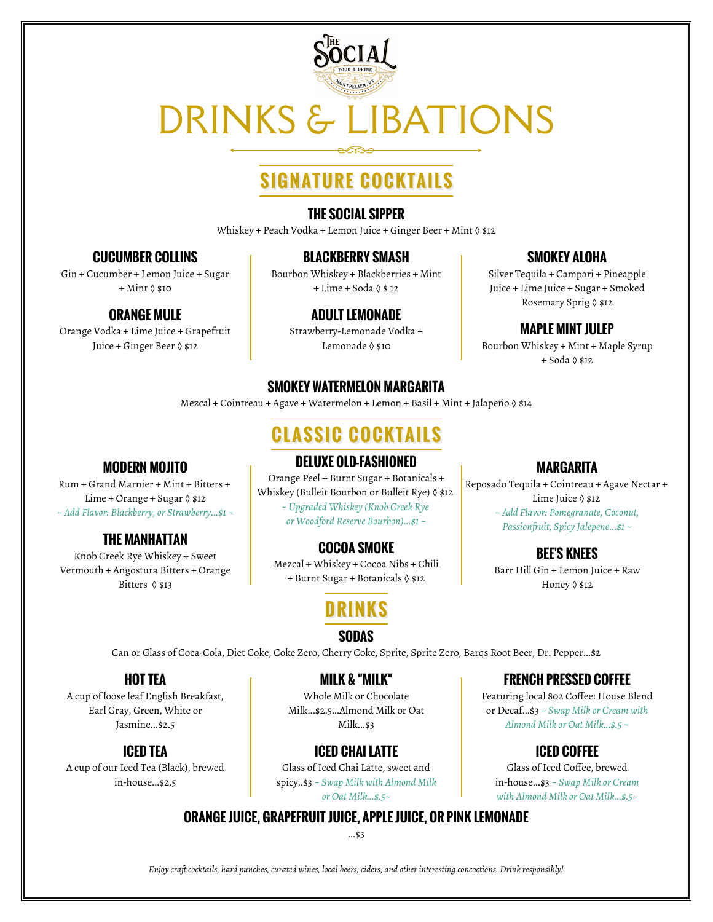The Social
Food & Drink
Montpelier VT

# DRINKS & LIBATIONS

## SIGNATURE COCKTAILS

### THE SOCIAL SIPPER

Whiskey + Peach Vodka + Lemon Juice + Ginger Beer + Mint ◊ $12

### CUCUMBER COLLINS

Gin + Cucumber + Lemon Juice + Sugar + Mint ◊ $10

### ORANGE MULE

Orange Vodka + Lime Juice + Grapefruit Juice + Ginger Beer ◊ $12

### BLACKBERRY SMASH

Bourbon Whiskey + Blackberries + Mint + Lime + Soda ◊ $ 12

### ADULT LEMONADE

Strawberry-Lemonade Vodka + Lemonade ◊ $10

### SMOKEY ALOHA

Silver Tequila + Campari + Pineapple Juice + Lime Juice + Sugar + Smoked Rosemary Sprig ◊ $12

### MAPLE MINT JULEP

Bourbon Whiskey + Mint + Maple Syrup + Soda ◊ $12

### SMOKEY WATERMELON MARGARITA

Mezcal + Cointreau + Agave + Watermelon + Lemon + Basil + Mint + Jalapeño ◊ $14

## CLASSIC COCKTAILS

### MODERN MOJITO

Rum + Grand Marnier + Mint + Bitters + Lime + Orange + Sugar ◊ $12

*~ Add Flavor: Blackberry, or Strawberry...$1 ~*

### THE MANHATTAN

Knob Creek Rye Whiskey + Sweet Vermouth + Angostura Bitters + Orange Bitters ◊ $13

### DELUXE OLD-FASHIONED

Orange Peel + Burnt Sugar + Botanicals + Whiskey (Bulleit Bourbon or Bulleit Rye) ◊ $12

*~ Upgraded Whiskey (Knob Creek Rye or Woodford Reserve Bourbon)...$1 ~*

### COCOA SMOKE

Mezcal + Whiskey + Cocoa Nibs + Chili + Burnt Sugar + Botanicals ◊ $12

### MARGARITA

Reposado Tequila + Cointreau + Agave Nectar + Lime Juice ◊ $12

*~ Add Flavor: Pomegranate, Coconut, Passionfruit, Spicy Jalepeno...$1 ~*

### BEE'S KNEES

Barr Hill Gin + Lemon Juice + Raw Honey ◊ $12

## DRINKS

### SODAS

Can or Glass of Coca-Cola, Diet Coke, Coke Zero, Cherry Coke, Sprite, Sprite Zero, Barqs Root Beer, Dr. Pepper...$2

### HOT TEA

A cup of loose leaf English Breakfast, Earl Gray, Green, White or Jasmine...$2.5

### ICED TEA

A cup of our Iced Tea (Black), brewed in-house...$2.5

### MILK & "MILK"

Whole Milk or Chocolate Milk...$2.5...Almond Milk or Oat Milk...$3

### ICED CHAI LATTE

Glass of Iced Chai Latte, sweet and spicy..$3 *~ Swap Milk with Almond Milk or Oat Milk...$.5~*

### FRENCH PRESSED COFFEE

Featuring local 802 Coffee: House Blend or Decaf...$3 *~ Swap Milk or Cream with Almond Milk or Oat Milk...$.5 ~*

### ICED COFFEE

Glass of Iced Coffee, brewed in-house...$3 *~ Swap Milk or Cream with Almond Milk or Oat Milk...$.5~*

### ORANGE JUICE, GRAPEFRUIT JUICE, APPLE JUICE, OR PINK LEMONADE

...$3

*Enjoy craft cocktails, hard punches, curated wines, local beers, ciders, and other interesting concoctions. Drink responsibly!*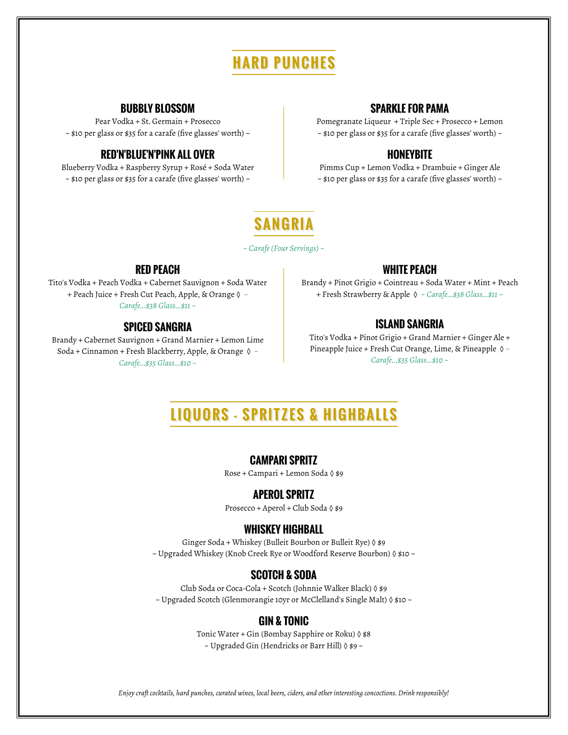# HARD PUNCHES

### BUBBLY BLOSSOM

Pear Vodka + St. Germain + Prosecco

~ $10 per glass or $35 for a carafe (five glasses' worth) ~

### RED'N'BLUE'N'PINK ALL OVER

Blueberry Vodka + Raspberry Syrup + Rosé + Soda Water

~ $10 per glass or $35 for a carafe (five glasses' worth) ~

### SPARKLE FOR PAMA

Pomegranate Liqueur + Triple Sec + Prosecco + Lemon

~ $10 per glass or $35 for a carafe (five glasses' worth) ~

### HONEYBITE

Pimms Cup + Lemon Vodka + Drambuie + Ginger Ale

~ $10 per glass or $35 for a carafe (five glasses' worth) ~

# SANGRIA

*~ Carafe (Four Servings) ~*

### RED PEACH

Tito's Vodka + Peach Vodka + Cabernet Sauvignon + Soda Water + Peach Juice + Fresh Cut Peach, Apple, & Orange ◊ *~ Carafe...$38 Glass...$11 ~*

### SPICED SANGRIA

Brandy + Cabernet Sauvignon + Grand Marnier + Lemon Lime Soda + Cinnamon + Fresh Blackberry, Apple, & Orange ◊ *~ Carafe...$35 Glass...$10 ~*

### WHITE PEACH

Brandy + Pinot Grigio + Cointreau + Soda Water + Mint + Peach + Fresh Strawberry & Apple ◊ *~ Carafe...$38 Glass...$11 ~*

### ISLAND SANGRIA

Tito's Vodka + Pinot Grigio + Grand Marnier + Ginger Ale + Pineapple Juice + Fresh Cut Orange, Lime, & Pineapple ◊ *~ Carafe...$35 Glass...$10 ~*

# LIQUORS - SPRITZES & HIGHBALLS

### CAMPARI SPRITZ

Rose + Campari + Lemon Soda ◊ $9

### APEROL SPRITZ

Prosecco + Aperol + Club Soda ◊ $9

### WHISKEY HIGHBALL

Ginger Soda + Whiskey (Bulleit Bourbon or Bulleit Rye) ◊ $9

~ Upgraded Whiskey (Knob Creek Rye or Woodford Reserve Bourbon) ◊ $10 ~

### SCOTCH & SODA

Club Soda or Coca-Cola + Scotch (Johnnie Walker Black) ◊ $9

~ Upgraded Scotch (Glenmorangie 10yr or McClelland's Single Malt) ◊ $10 ~

### GIN & TONIC

Tonic Water + Gin (Bombay Sapphire or Roku) ◊ $8

~ Upgraded Gin (Hendricks or Barr Hill) ◊ $9 ~

*Enjoy craft cocktails, hard punches, curated wines, local beers, ciders, and other interesting concoctions. Drink responsibly!*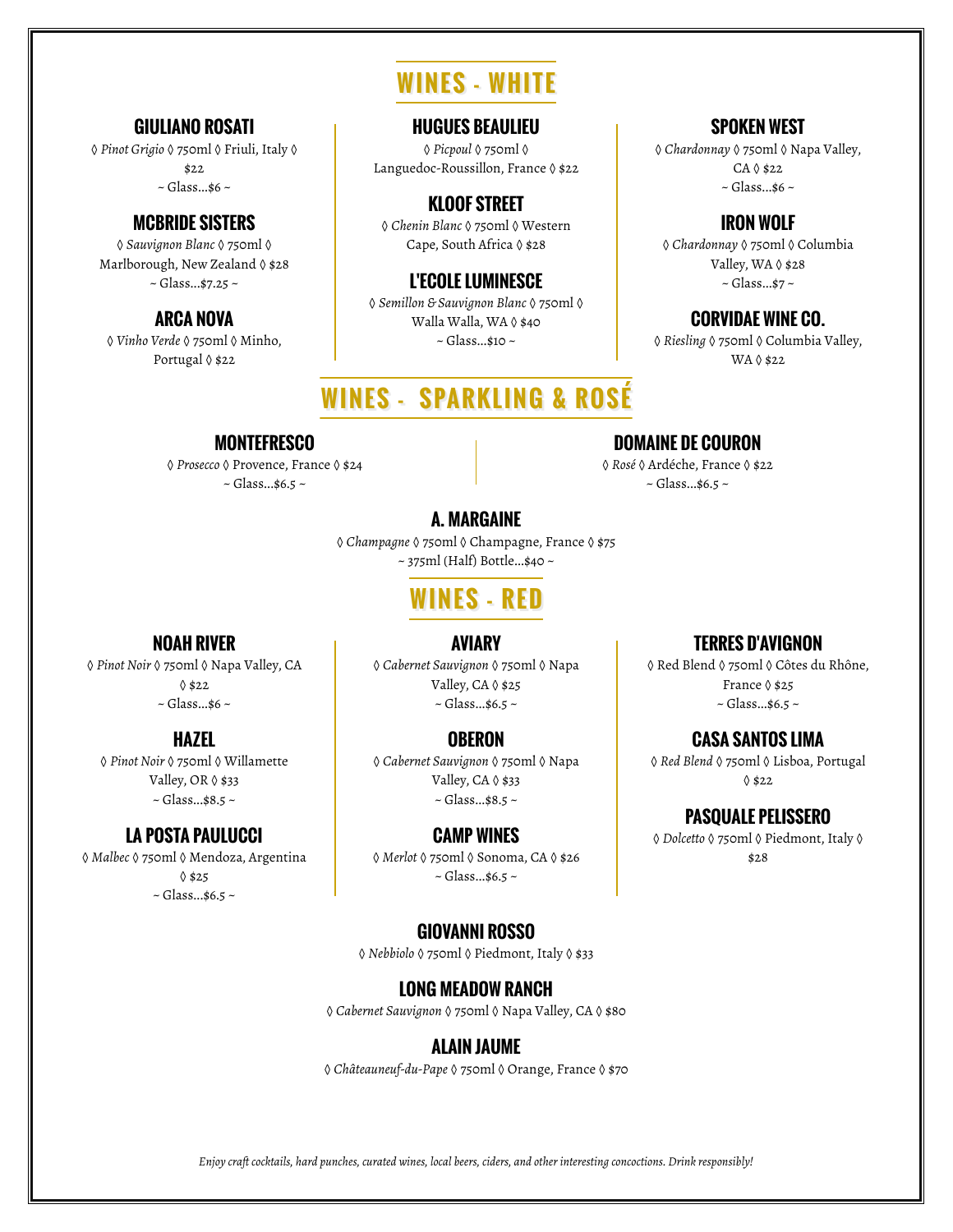# WINES - WHITE

### GIULIANO ROSATI

◊ *Pinot Grigio* ◊ 750ml ◊ Friuli, Italy ◊ $22

~ Glass...$6 ~

### MCBRIDE SISTERS

◊ *Sauvignon Blanc* ◊ 750ml ◊ Marlborough, New Zealand ◊ $28

~ Glass...$7.25 ~

### ARCA NOVA

◊ *Vinho Verde* ◊ 750ml ◊ Minho, Portugal ◊ $22

### HUGUES BEAULIEU

◊ *Picpoul* ◊ 750ml ◊ Languedoc-Roussillon, France ◊ $22

### KLOOF STREET

◊ *Chenin Blanc* ◊ 750ml ◊ Western Cape, South Africa ◊ $28

### L'ECOLE LUMINESCE

◊ *Semillon & Sauvignon Blanc* ◊ 750ml ◊ Walla Walla, WA ◊ $40

~ Glass...$10 ~

### SPOKEN WEST

◊ *Chardonnay* ◊ 750ml ◊ Napa Valley, CA ◊ $22

~ Glass...$6 ~

### IRON WOLF

◊ *Chardonnay* ◊ 750ml ◊ Columbia Valley, WA ◊ $28

~ Glass...$7 ~

### CORVIDAE WINE CO.

◊ *Riesling* ◊ 750ml ◊ Columbia Valley, WA ◊ $22

# WINES - SPARKLING & ROSÉ

### MONTEFRESCO

◊ *Prosecco* ◊ Provence, France ◊ $24

~ Glass...$6.5 ~

### DOMAINE DE COURON

◊ *Rosé* ◊ Ardéche, France ◊ $22

~ Glass...$6.5 ~

### A. MARGAINE

◊ *Champagne* ◊ 750ml ◊ Champagne, France ◊ $75

~ 375ml (Half) Bottle...$40 ~

# WINES - RED

### NOAH RIVER

◊ *Pinot Noir* ◊ 750ml ◊ Napa Valley, CA ◊ $22

~ Glass...$6 ~

### HAZEL

◊ *Pinot Noir* ◊ 750ml ◊ Willamette Valley, OR ◊ $33

~ Glass...$8.5 ~

### LA POSTA PAULUCCI

◊ *Malbec* ◊ 750ml ◊ Mendoza, Argentina ◊ $25

~ Glass...$6.5 ~

### AVIARY

◊ *Cabernet Sauvignon* ◊ 750ml ◊ Napa Valley, CA ◊ $25

~ Glass...$6.5 ~

### OBERON

◊ *Cabernet Sauvignon* ◊ 750ml ◊ Napa Valley, CA ◊ $33

~ Glass...$8.5 ~

### CAMP WINES

◊ *Merlot* ◊ 750ml ◊ Sonoma, CA ◊ $26

~ Glass...$6.5 ~

### TERRES D'AVIGNON

◊ Red Blend ◊ 750ml ◊ Côtes du Rhône, France ◊ $25

~ Glass...$6.5 ~

### CASA SANTOS LIMA

◊ *Red Blend* ◊ 750ml ◊ Lisboa, Portugal ◊ $22

### PASQUALE PELISSERO

◊ *Dolcetto* ◊ 750ml ◊ Piedmont, Italy ◊ $28

### GIOVANNI ROSSO

◊ *Nebbiolo* ◊ 750ml ◊ Piedmont, Italy ◊ $33

### LONG MEADOW RANCH

◊ *Cabernet Sauvignon* ◊ 750ml ◊ Napa Valley, CA ◊ $80

### ALAIN JAUME

◊ *Châteauneuf-du-Pape* ◊ 750ml ◊ Orange, France ◊ $70

*Enjoy craft cocktails, hard punches, curated wines, local beers, ciders, and other interesting concoctions. Drink responsibly!*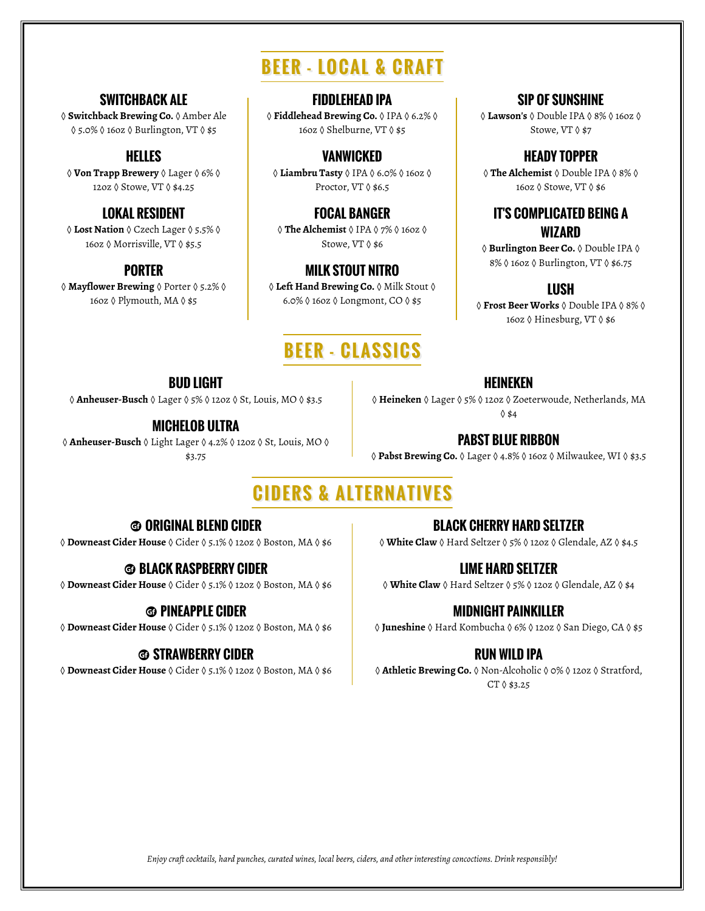## BEER - LOCAL & CRAFT

### SWITCHBACK ALE

◊ **Switchback Brewing Co.** ◊ Amber Ale ◊ 5.0% ◊ 16oz ◊ Burlington, VT ◊ $5

### HELLES

◊ **Von Trapp Brewery** ◊ Lager ◊ 6% ◊ 12oz ◊ Stowe, VT ◊ $4.25

### LOKAL RESIDENT

◊ **Lost Nation** ◊ Czech Lager ◊ 5.5% ◊ 16oz ◊ Morrisville, VT ◊ $5.5

### PORTER

◊ **Mayflower Brewing** ◊ Porter ◊ 5.2% ◊ 16oz ◊ Plymouth, MA ◊ $5

### FIDDLEHEAD IPA

◊ **Fiddlehead Brewing Co.** ◊ IPA ◊ 6.2% ◊ 16oz ◊ Shelburne, VT ◊ $5

### VANWICKED

◊ **Liambru Tasty** ◊ IPA ◊ 6.0% ◊ 16oz ◊ Proctor, VT ◊ $6.5

### FOCAL BANGER

◊ **The Alchemist** ◊ IPA ◊ 7% ◊ 16oz ◊ Stowe, VT ◊ $6

### MILK STOUT NITRO

◊ **Left Hand Brewing Co.** ◊ Milk Stout ◊ 6.0% ◊ 16oz ◊ Longmont, CO ◊ $5

### SIP OF SUNSHINE

◊ **Lawson's** ◊ Double IPA ◊ 8% ◊ 16oz ◊ Stowe, VT ◊ $7

### HEADY TOPPER

◊ **The Alchemist** ◊ Double IPA ◊ 8% ◊ 16oz ◊ Stowe, VT ◊ $6

### IT'S COMPLICATED BEING A WIZARD

◊ **Burlington Beer Co.** ◊ Double IPA ◊ 8% ◊ 16oz ◊ Burlington, VT ◊ $6.75

### LUSH

◊ **Frost Beer Works** ◊ Double IPA ◊ 8% ◊ 16oz ◊ Hinesburg, VT ◊ $6

## BEER - CLASSICS

### BUD LIGHT

◊ **Anheuser-Busch** ◊ Lager ◊ 5% ◊ 12oz ◊ St, Louis, MO ◊ $3.5

### MICHELOB ULTRA

◊ **Anheuser-Busch** ◊ Light Lager ◊ 4.2% ◊ 12oz ◊ St, Louis, MO ◊ $3.75

### HEINEKEN

◊ **Heineken** ◊ Lager ◊ 5% ◊ 12oz ◊ Zoeterwoude, Netherlands, MA ◊ $4

### PABST BLUE RIBBON

◊ **Pabst Brewing Co.** ◊ Lager ◊ 4.8% ◊ 16oz ◊ Milwaukee, WI ◊ $3.5

## CIDERS & ALTERNATIVES

### GF ORIGINAL BLEND CIDER

◊ **Downeast Cider House** ◊ Cider ◊ 5.1% ◊ 12oz ◊ Boston, MA ◊ $6

### GF BLACK RASPBERRY CIDER

◊ **Downeast Cider House** ◊ Cider ◊ 5.1% ◊ 12oz ◊ Boston, MA ◊ $6

### GF PINEAPPLE CIDER

◊ **Downeast Cider House** ◊ Cider ◊ 5.1% ◊ 12oz ◊ Boston, MA ◊ $6

### GF STRAWBERRY CIDER

◊ **Downeast Cider House** ◊ Cider ◊ 5.1% ◊ 12oz ◊ Boston, MA ◊ $6

### BLACK CHERRY HARD SELTZER

◊ **White Claw** ◊ Hard Seltzer ◊ 5% ◊ 12oz ◊ Glendale, AZ ◊ $4.5

### LIME HARD SELTZER

◊ **White Claw** ◊ Hard Seltzer ◊ 5% ◊ 12oz ◊ Glendale, AZ ◊ $4

### MIDNIGHT PAINKILLER

◊ **Juneshine** ◊ Hard Kombucha ◊ 6% ◊ 12oz ◊ San Diego, CA ◊ $5

### RUN WILD IPA

◊ **Athletic Brewing Co.** ◊ Non-Alcoholic ◊ 0% ◊ 12oz ◊ Stratford, CT ◊ $3.25

*Enjoy craft cocktails, hard punches, curated wines, local beers, ciders, and other interesting concoctions. Drink responsibly!*